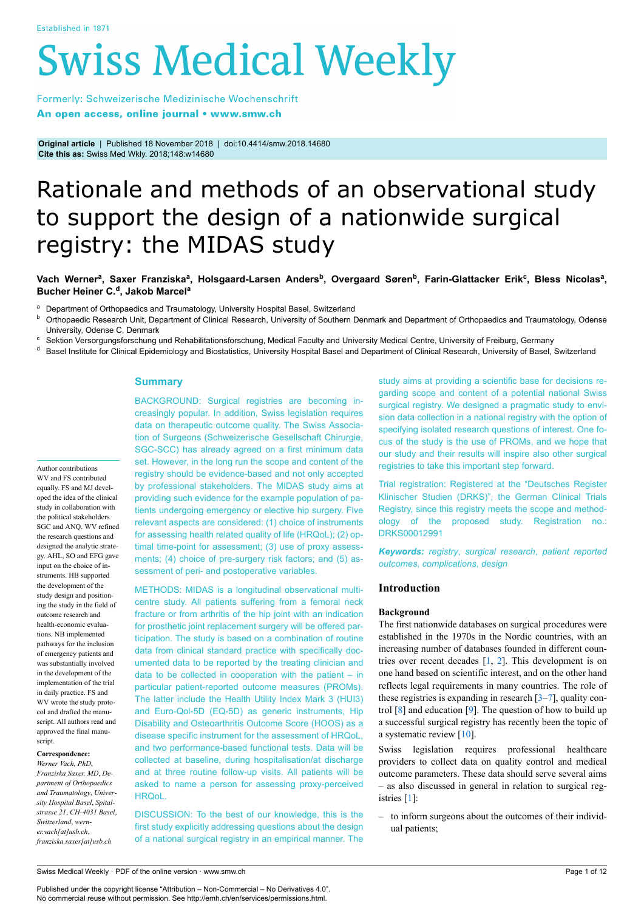Established in 1871

# Swiss Medical Weekly

Formerly: Schweizerische Medizinische Wochenschrift

**An open access, online journal • www.smw.ch**

**Original article** | Published 18 November 2018 | doi:10.4414/smw.2018.14680
**Cite this as:** Swiss Med Wkly. 2018;148:w14680

# Rationale and methods of an observational study to support the design of a nationwide surgical registry: the MIDAS study

**Vach Werner[a], Saxer Franziska[a], Holsgaard-Larsen Anders[b], Overgaard Søren[b], Farin-Glattacker Erik[c], Bless Nicolas[a], Bucher Heiner C.[d], Jakob Marcel[a]**

[a] Department of Orthopaedics and Traumatology, University Hospital Basel, Switzerland
[b] Orthopaedic Research Unit, Department of Clinical Research, University of Southern Denmark and Department of Orthopaedics and Traumatology, Odense University, Odense C, Denmark
[c] Sektion Versorgungsforschung und Rehabilitationsforschung, Medical Faculty and University Medical Centre, University of Freiburg, Germany
[d] Basel Institute for Clinical Epidemiology and Biostatistics, University Hospital Basel and Department of Clinical Research, University of Basel, Switzerland

Author contributions
WV and FS contributed equally. FS and MJ developed the idea of the clinical study in collaboration with the political stakeholders SGC and ANQ. WV refined the research questions and designed the analytic strategy. AHL, SO and EFG gave input on the choice of instruments. HB supported the development of the study design and positioning the study in the field of outcome research and health-economic evaluations. NB implemented pathways for the inclusion of emergency patients and was substantially involved in the development of the implementation of the trial in daily practice. FS and WV wrote the study protocol and drafted the manuscript. All authors read and approved the final manuscript.

**Correspondence:**
*Werner Vach, PhD, Franziska Saxer, MD, Department of Orthopaedics and Traumatology, University Hospital Basel, Spitalstrasse 21, CH-4031 Basel, Switzerland, werner.vach[at]usb.ch, franziska.saxer[at]usb.ch*

## Summary

BACKGROUND: Surgical registries are becoming increasingly popular. In addition, Swiss legislation requires data on therapeutic outcome quality. The Swiss Association of Surgeons (Schweizerische Gesellschaft Chirurgie, SGC-SCC) has already agreed on a first minimum data set. However, in the long run the scope and content of the registry should be evidence-based and not only accepted by professional stakeholders. The MIDAS study aims at providing such evidence for the example population of patients undergoing emergency or elective hip surgery. Five relevant aspects are considered: (1) choice of instruments for assessing health related quality of life (HRQoL); (2) optimal time-point for assessment; (3) use of proxy assessments; (4) choice of pre-surgery risk factors; and (5) assessment of peri- and postoperative variables.

METHODS: MIDAS is a longitudinal observational multicentre study. All patients suffering from a femoral neck fracture or from arthritis of the hip joint with an indication for prosthetic joint replacement surgery will be offered participation. The study is based on a combination of routine data from clinical standard practice with specifically documented data to be reported by the treating clinician and data to be collected in cooperation with the patient – in particular patient-reported outcome measures (PROMs). The latter include the Health Utility Index Mark 3 (HUI3) and Euro-Qol-5D (EQ-5D) as generic instruments, Hip Disability and Osteoarthritis Outcome Score (HOOS) as a disease specific instrument for the assessment of HRQoL, and two performance-based functional tests. Data will be collected at baseline, during hospitalisation/at discharge and at three routine follow-up visits. All patients will be asked to name a person for assessing proxy-perceived HRQoL.

DISCUSSION: To the best of our knowledge, this is the first study explicitly addressing questions about the design of a national surgical registry in an empirical manner. The study aims at providing a scientific base for decisions regarding scope and content of a potential national Swiss surgical registry. We designed a pragmatic study to envision data collection in a national registry with the option of specifying isolated research questions of interest. One focus of the study is the use of PROMs, and we hope that our study and their results will inspire also other surgical registries to take this important step forward.

Trial registration: Registered at the "Deutsches Register Klinischer Studien (DRKS)", the German Clinical Trials Registry, since this registry meets the scope and methodology of the proposed study. Registration no.: DRKS00012991

***Keywords:*** *registry*, *surgical research*, *patient reported outcomes*, *complications*, *design*

## Introduction

### Background

The first nationwide databases on surgical procedures were established in the 1970s in the Nordic countries, with an increasing number of databases founded in different countries over recent decades [1, 2]. This development is on one hand based on scientific interest, and on the other hand reflects legal requirements in many countries. The role of these registries is expanding in research [3–7], quality control [8] and education [9]. The question of how to build up a successful surgical registry has recently been the topic of a systematic review [10].

Swiss legislation requires professional healthcare providers to collect data on quality control and medical outcome parameters. These data should serve several aims – as also discussed in general in relation to surgical registries [1]:

– to inform surgeons about the outcomes of their individual patients;

Published under the copyright license "Attribution – Non-Commercial – No Derivatives 4.0".
No commercial reuse without permission. See http://emh.ch/en/services/permissions.html.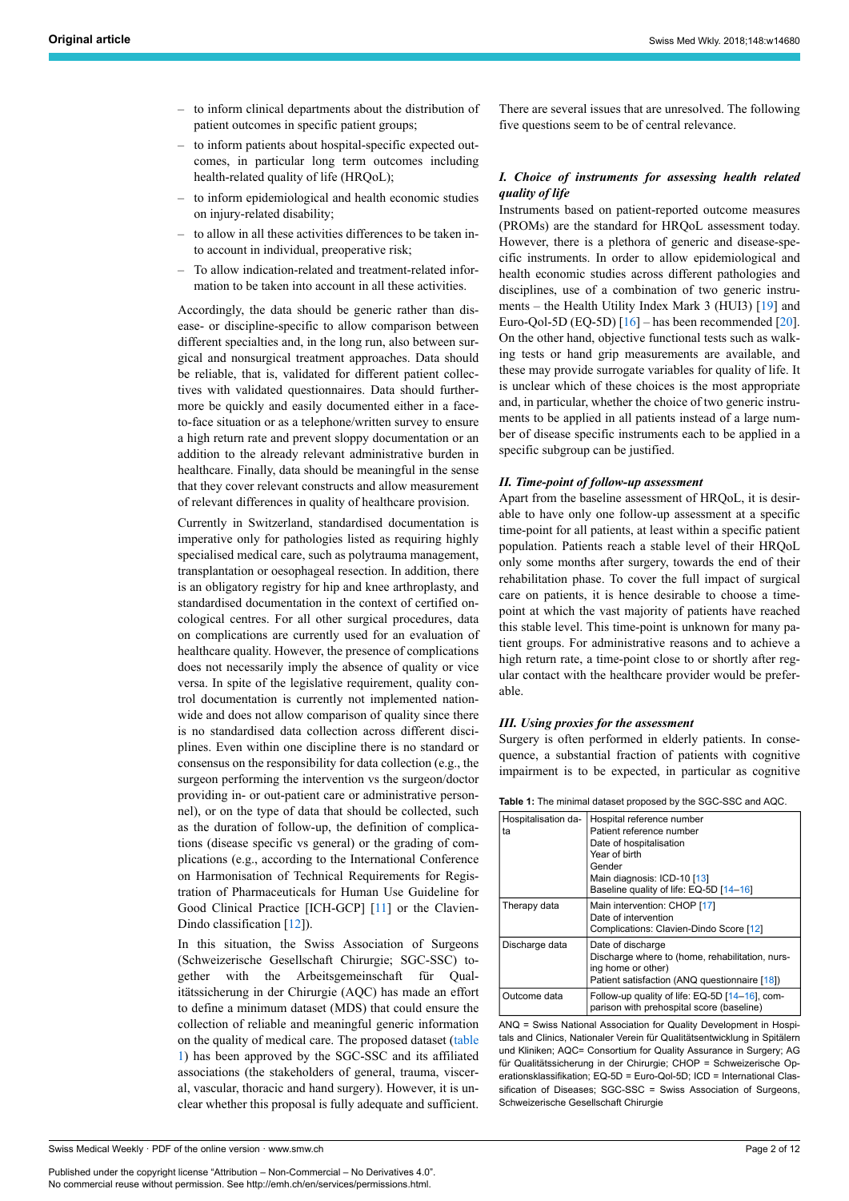- to inform clinical departments about the distribution of patient outcomes in specific patient groups;
- to inform patients about hospital-specific expected outcomes, in particular long term outcomes including health-related quality of life (HRQoL);
- to inform epidemiological and health economic studies on injury-related disability;
- to allow in all these activities differences to be taken into account in individual, preoperative risk;
- To allow indication-related and treatment-related information to be taken into account in all these activities.

Accordingly, the data should be generic rather than disease- or discipline-specific to allow comparison between different specialties and, in the long run, also between surgical and nonsurgical treatment approaches. Data should be reliable, that is, validated for different patient collectives with validated questionnaires. Data should furthermore be quickly and easily documented either in a face-to-face situation or as a telephone/written survey to ensure a high return rate and prevent sloppy documentation or an addition to the already relevant administrative burden in healthcare. Finally, data should be meaningful in the sense that they cover relevant constructs and allow measurement of relevant differences in quality of healthcare provision.

Currently in Switzerland, standardised documentation is imperative only for pathologies listed as requiring highly specialised medical care, such as polytrauma management, transplantation or oesophageal resection. In addition, there is an obligatory registry for hip and knee arthroplasty, and standardised documentation in the context of certified oncological centres. For all other surgical procedures, data on complications are currently used for an evaluation of healthcare quality. However, the presence of complications does not necessarily imply the absence of quality or vice versa. In spite of the legislative requirement, quality control documentation is currently not implemented nationwide and does not allow comparison of quality since there is no standardised data collection across different disciplines. Even within one discipline there is no standard or consensus on the responsibility for data collection (e.g., the surgeon performing the intervention vs the surgeon/doctor providing in- or out-patient care or administrative personnel), or on the type of data that should be collected, such as the duration of follow-up, the definition of complications (disease specific vs general) or the grading of complications (e.g., according to the International Conference on Harmonisation of Technical Requirements for Registration of Pharmaceuticals for Human Use Guideline for Good Clinical Practice [ICH-GCP] [11] or the Clavien-Dindo classification [12]).

In this situation, the Swiss Association of Surgeons (Schweizerische Gesellschaft Chirurgie; SGC-SSC) together with the Arbeitsgemeinschaft für Qualitätssicherung in der Chirurgie (AQC) has made an effort to define a minimum dataset (MDS) that could ensure the collection of reliable and meaningful generic information on the quality of medical care. The proposed dataset (table 1) has been approved by the SGC-SSC and its affiliated associations (the stakeholders of general, trauma, visceral, vascular, thoracic and hand surgery). However, it is unclear whether this proposal is fully adequate and sufficient.

There are several issues that are unresolved. The following five questions seem to be of central relevance.

### *I. Choice of instruments for assessing health related quality of life*

Instruments based on patient-reported outcome measures (PROMs) are the standard for HRQoL assessment today. However, there is a plethora of generic and disease-specific instruments. In order to allow epidemiological and health economic studies across different pathologies and disciplines, use of a combination of two generic instruments – the Health Utility Index Mark 3 (HUI3) [19] and Euro-Qol-5D (EQ-5D) [16] – has been recommended [20]. On the other hand, objective functional tests such as walking tests or hand grip measurements are available, and these may provide surrogate variables for quality of life. It is unclear which of these choices is the most appropriate and, in particular, whether the choice of two generic instruments to be applied in all patients instead of a large number of disease specific instruments each to be applied in a specific subgroup can be justified.

### *II. Time-point of follow-up assessment*

Apart from the baseline assessment of HRQoL, it is desirable to have only one follow-up assessment at a specific time-point for all patients, at least within a specific patient population. Patients reach a stable level of their HRQoL only some months after surgery, towards the end of their rehabilitation phase. To cover the full impact of surgical care on patients, it is hence desirable to choose a time-point at which the vast majority of patients have reached this stable level. This time-point is unknown for many patient groups. For administrative reasons and to achieve a high return rate, a time-point close to or shortly after regular contact with the healthcare provider would be preferable.

### *III. Using proxies for the assessment*

Surgery is often performed in elderly patients. In consequence, a substantial fraction of patients with cognitive impairment is to be expected, in particular as cognitive

**Table 1:** The minimal dataset proposed by the SGC-SSC and AQC.

| | |
|---|---|
| Hospitalisation data | Hospital reference number<br>Patient reference number<br>Date of hospitalisation<br>Year of birth<br>Gender<br>Main diagnosis: ICD-10 [13]<br>Baseline quality of life: EQ-5D [14–16] |
| Therapy data | Main intervention: CHOP [17]<br>Date of intervention<br>Complications: Clavien-Dindo Score [12] |
| Discharge data | Date of discharge<br>Discharge where to (home, rehabilitation, nursing home or other)<br>Patient satisfaction (ANQ questionnaire [18]) |
| Outcome data | Follow-up quality of life: EQ-5D [14–16], comparison with prehospital score (baseline) |

ANQ = Swiss National Association for Quality Development in Hospitals and Clinics, Nationaler Verein für Qualitätsentwicklung in Spitälern und Kliniken; AQC= Consortium for Quality Assurance in Surgery; AG für Qualitätssicherung in der Chirurgie; CHOP = Schweizerische Operationsklassifikation; EQ-5D = Euro-Qol-5D; ICD = International Classification of Diseases; SGC-SSC = Swiss Association of Surgeons, Schweizerische Gesellschaft Chirurgie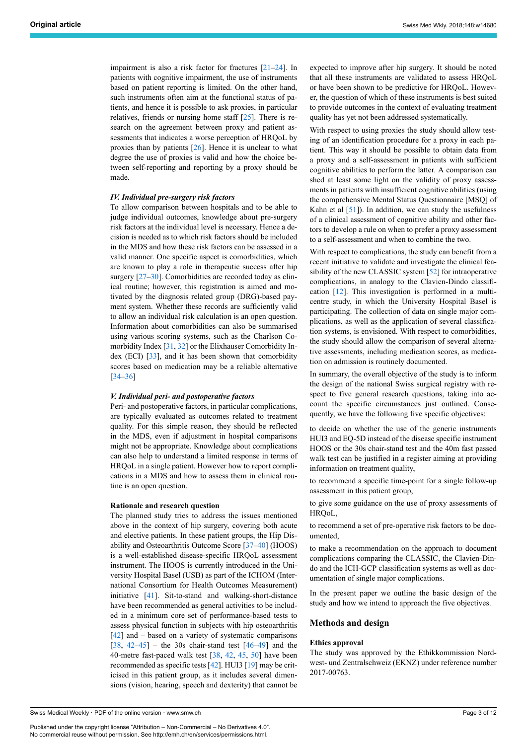impairment is also a risk factor for fractures [21–24]. In patients with cognitive impairment, the use of instruments based on patient reporting is limited. On the other hand, such instruments often aim at the functional status of patients, and hence it is possible to ask proxies, in particular relatives, friends or nursing home staff [25]. There is research on the agreement between proxy and patient assessments that indicates a worse perception of HRQoL by proxies than by patients [26]. Hence it is unclear to what degree the use of proxies is valid and how the choice between self-reporting and reporting by a proxy should be made.

### *IV. Individual pre-surgery risk factors*

To allow comparison between hospitals and to be able to judge individual outcomes, knowledge about pre-surgery risk factors at the individual level is necessary. Hence a decision is needed as to which risk factors should be included in the MDS and how these risk factors can be assessed in a valid manner. One specific aspect is comorbidities, which are known to play a role in therapeutic success after hip surgery [27–30]. Comorbidities are recorded today as clinical routine; however, this registration is aimed and motivated by the diagnosis related group (DRG)-based payment system. Whether these records are sufficiently valid to allow an individual risk calculation is an open question. Information about comorbidities can also be summarised using various scoring systems, such as the Charlson Comorbidity Index [31, 32] or the Elixhauser Comorbidity Index (ECI) [33], and it has been shown that comorbidity scores based on medication may be a reliable alternative [34–36]

### *V. Individual peri- and postoperative factors*

Peri- and postoperative factors, in particular complications, are typically evaluated as outcomes related to treatment quality. For this simple reason, they should be reflected in the MDS, even if adjustment in hospital comparisons might not be appropriate. Knowledge about complications can also help to understand a limited response in terms of HRQoL in a single patient. However how to report complications in a MDS and how to assess them in clinical routine is an open question.

### Rationale and research question

The planned study tries to address the issues mentioned above in the context of hip surgery, covering both acute and elective patients. In these patient groups, the Hip Disability and Osteoarthritis Outcome Score [37–40] (HOOS) is a well-established disease-specific HRQoL assessment instrument. The HOOS is currently introduced in the University Hospital Basel (USB) as part of the ICHOM (International Consortium for Health Outcomes Measurement) initiative [41]. Sit-to-stand and walking-short-distance have been recommended as general activities to be included in a minimum core set of performance-based tests to assess physical function in subjects with hip osteoarthritis [42] and – based on a variety of systematic comparisons [38, 42–45] – the 30s chair-stand test [46–49] and the 40-metre fast-paced walk test [38, 42, 45, 50] have been recommended as specific tests [42]. HUI3 [19] may be criticised in this patient group, as it includes several dimensions (vision, hearing, speech and dexterity) that cannot be expected to improve after hip surgery. It should be noted that all these instruments are validated to assess HRQoL or have been shown to be predictive for HRQoL. However, the question of which of these instruments is best suited to provide outcomes in the context of evaluating treatment quality has yet not been addressed systematically.

With respect to using proxies the study should allow testing of an identification procedure for a proxy in each patient. This way it should be possible to obtain data from a proxy and a self-assessment in patients with sufficient cognitive abilities to perform the latter. A comparison can shed at least some light on the validity of proxy assessments in patients with insufficient cognitive abilities (using the comprehensive Mental Status Questionnaire [MSQ] of Kahn et al [51]). In addition, we can study the usefulness of a clinical assessment of cognitive ability and other factors to develop a rule on when to prefer a proxy assessment to a self-assessment and when to combine the two.

With respect to complications, the study can benefit from a recent initiative to validate and investigate the clinical feasibility of the new CLASSIC system [52] for intraoperative complications, in analogy to the Clavien-Dindo classification [12]. This investigation is performed in a multicentre study, in which the University Hospital Basel is participating. The collection of data on single major complications, as well as the application of several classification systems, is envisioned. With respect to comorbidities, the study should allow the comparison of several alternative assessments, including medication scores, as medication on admission is routinely documented.

In summary, the overall objective of the study is to inform the design of the national Swiss surgical registry with respect to five general research questions, taking into account the specific circumstances just outlined. Consequently, we have the following five specific objectives:

to decide on whether the use of the generic instruments HUI3 and EQ-5D instead of the disease specific instrument HOOS or the 30s chair-stand test and the 40m fast passed walk test can be justified in a register aiming at providing information on treatment quality,

to recommend a specific time-point for a single follow-up assessment in this patient group,

to give some guidance on the use of proxy assessments of HRQoL,

to recommend a set of pre-operative risk factors to be documented,

to make a recommendation on the approach to document complications comparing the CLASSIC, the Clavien-Dindo and the ICH-GCP classification systems as well as documentation of single major complications.

In the present paper we outline the basic design of the study and how we intend to approach the five objectives.

## Methods and design

### Ethics approval

The study was approved by the Ethikkommission Nordwest- und Zentralschweiz (EKNZ) under reference number 2017-00763.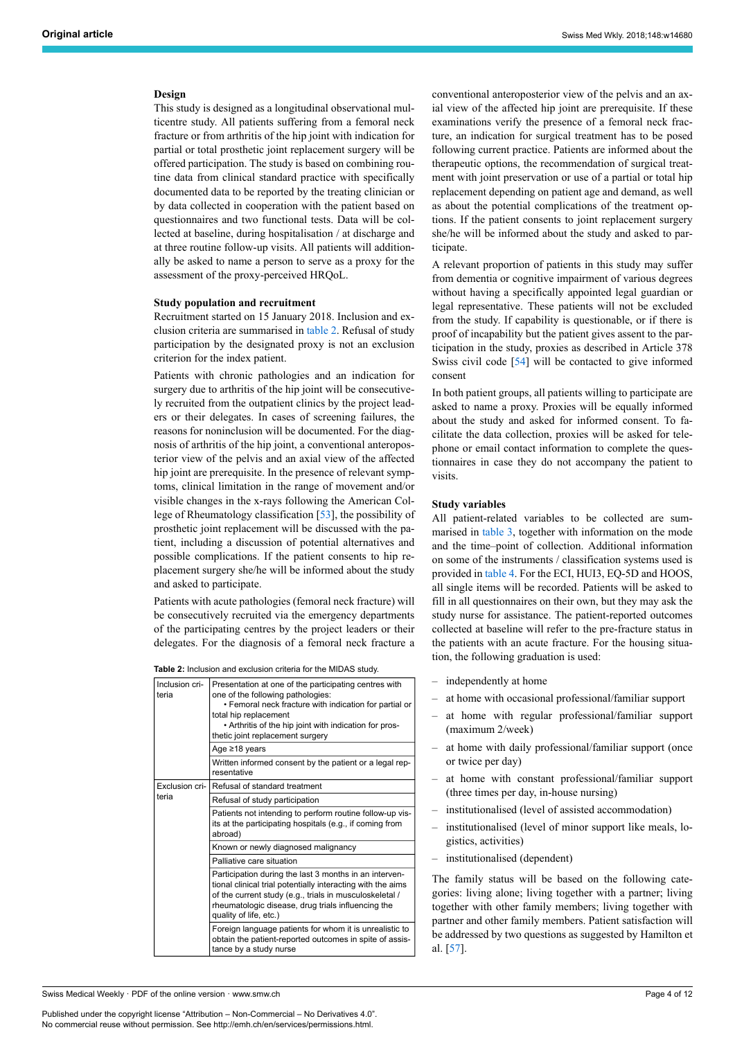### Design

This study is designed as a longitudinal observational multicentre study. All patients suffering from a femoral neck fracture or from arthritis of the hip joint with indication for partial or total prosthetic joint replacement surgery will be offered participation. The study is based on combining routine data from clinical standard practice with specifically documented data to be reported by the treating clinician or by data collected in cooperation with the patient based on questionnaires and two functional tests. Data will be collected at baseline, during hospitalisation / at discharge and at three routine follow-up visits. All patients will additionally be asked to name a person to serve as a proxy for the assessment of the proxy-perceived HRQoL.

### Study population and recruitment

Recruitment started on 15 January 2018. Inclusion and exclusion criteria are summarised in table 2. Refusal of study participation by the designated proxy is not an exclusion criterion for the index patient.

Patients with chronic pathologies and an indication for surgery due to arthritis of the hip joint will be consecutively recruited from the outpatient clinics by the project leaders or their delegates. In cases of screening failures, the reasons for noninclusion will be documented. For the diagnosis of arthritis of the hip joint, a conventional anteroposterior view of the pelvis and an axial view of the affected hip joint are prerequisite. In the presence of relevant symptoms, clinical limitation in the range of movement and/or visible changes in the x-rays following the American College of Rheumatology classification [53], the possibility of prosthetic joint replacement will be discussed with the patient, including a discussion of potential alternatives and possible complications. If the patient consents to hip replacement surgery she/he will be informed about the study and asked to participate.

Patients with acute pathologies (femoral neck fracture) will be consecutively recruited via the emergency departments of the participating centres by the project leaders or their delegates. For the diagnosis of a femoral neck fracture a conventional anteroposterior view of the pelvis and an axial view of the affected hip joint are prerequisite. If these examinations verify the presence of a femoral neck fracture, an indication for surgical treatment has to be posed following current practice. Patients are informed about the therapeutic options, the recommendation of surgical treatment with joint preservation or use of a partial or total hip replacement depending on patient age and demand, as well as about the potential complications of the treatment options. If the patient consents to joint replacement surgery she/he will be informed about the study and asked to participate.

A relevant proportion of patients in this study may suffer from dementia or cognitive impairment of various degrees without having a specifically appointed legal guardian or legal representative. These patients will not be excluded from the study. If capability is questionable, or if there is proof of incapability but the patient gives assent to the participation in the study, proxies as described in Article 378 Swiss civil code [54] will be contacted to give informed consent

In both patient groups, all patients willing to participate are asked to name a proxy. Proxies will be equally informed about the study and asked for informed consent. To facilitate the data collection, proxies will be asked for telephone or email contact information to complete the questionnaires in case they do not accompany the patient to visits.

**Table 2:** Inclusion and exclusion criteria for the MIDAS study.

| | |
|---|---|
| Inclusion criteria | Presentation at one of the participating centres with one of the following pathologies:<br>• Femoral neck fracture with indication for partial or total hip replacement<br>• Arthritis of the hip joint with indication for prosthetic joint replacement surgery |
| | Age ≥18 years |
| | Written informed consent by the patient or a legal representative |
| Exclusion criteria | Refusal of standard treatment |
| | Refusal of study participation |
| | Patients not intending to perform routine follow-up visits at the participating hospitals (e.g., if coming from abroad) |
| | Known or newly diagnosed malignancy |
| | Palliative care situation |
| | Participation during the last 3 months in an interventional clinical trial potentially interacting with the aims of the current study (e.g., trials in musculoskeletal / rheumatologic disease, drug trials influencing the quality of life, etc.) |
| | Foreign language patients for whom it is unrealistic to obtain the patient-reported outcomes in spite of assistance by a study nurse |

### Study variables

All patient-related variables to be collected are summarised in table 3, together with information on the mode and the time–point of collection. Additional information on some of the instruments / classification systems used is provided in table 4. For the ECI, HUI3, EQ-5D and HOOS, all single items will be recorded. Patients will be asked to fill in all questionnaires on their own, but they may ask the study nurse for assistance. The patient-reported outcomes collected at baseline will refer to the pre-fracture status in the patients with an acute fracture. For the housing situation, the following graduation is used:

- independently at home
- at home with occasional professional/familiar support
- at home with regular professional/familiar support (maximum 2/week)
- at home with daily professional/familiar support (once or twice per day)
- at home with constant professional/familiar support (three times per day, in-house nursing)
- institutionalised (level of assisted accommodation)
- institutionalised (level of minor support like meals, logistics, activities)
- institutionalised (dependent)

The family status will be based on the following categories: living alone; living together with a partner; living together with other family members; living together with partner and other family members. Patient satisfaction will be addressed by two questions as suggested by Hamilton et al. [57].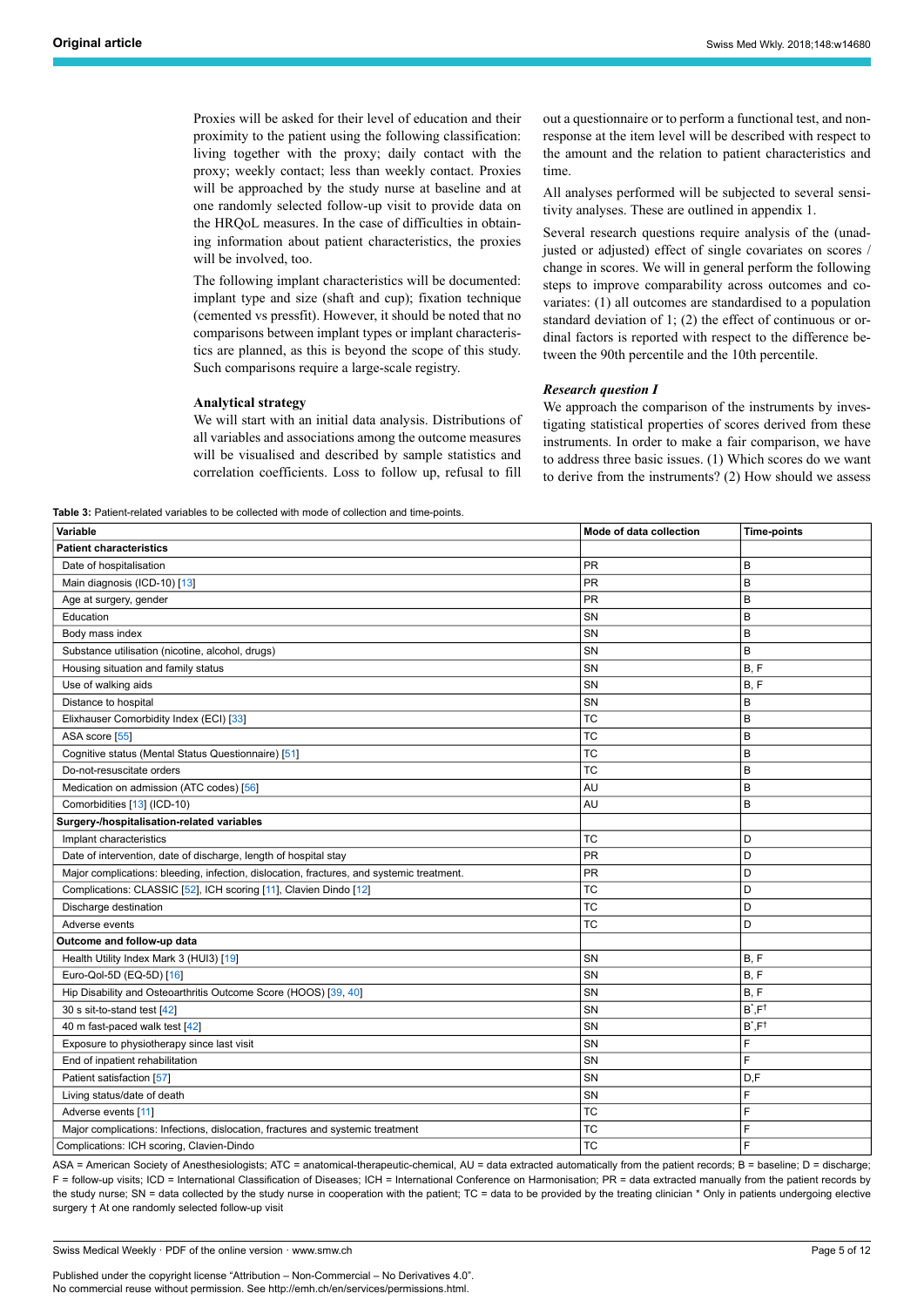Proxies will be asked for their level of education and their proximity to the patient using the following classification: living together with the proxy; daily contact with the proxy; weekly contact; less than weekly contact. Proxies will be approached by the study nurse at baseline and at one randomly selected follow-up visit to provide data on the HRQoL measures. In the case of difficulties in obtaining information about patient characteristics, the proxies will be involved, too.

The following implant characteristics will be documented: implant type and size (shaft and cup); fixation technique (cemented vs pressfit). However, it should be noted that no comparisons between implant types or implant characteristics are planned, as this is beyond the scope of this study. Such comparisons require a large-scale registry.

### Analytical strategy

We will start with an initial data analysis. Distributions of all variables and associations among the outcome measures will be visualised and described by sample statistics and correlation coefficients. Loss to follow up, refusal to fill out a questionnaire or to perform a functional test, and non-response at the item level will be described with respect to the amount and the relation to patient characteristics and time.

All analyses performed will be subjected to several sensitivity analyses. These are outlined in appendix 1.

Several research questions require analysis of the (unadjusted or adjusted) effect of single covariates on scores / change in scores. We will in general perform the following steps to improve comparability across outcomes and covariates: (1) all outcomes are standardised to a population standard deviation of 1; (2) the effect of continuous or ordinal factors is reported with respect to the difference between the 90th percentile and the 10th percentile.

#### *Research question I*

We approach the comparison of the instruments by investigating statistical properties of scores derived from these instruments. In order to make a fair comparison, we have to address three basic issues. (1) Which scores do we want to derive from the instruments? (2) How should we assess

**Table 3:** Patient-related variables to be collected with mode of collection and time-points.

| Variable | Mode of data collection | Time-points |
|---|---|---|
| **Patient characteristics** | | |
| Date of hospitalisation | PR | B |
| Main diagnosis (ICD-10) [13] | PR | B |
| Age at surgery, gender | PR | B |
| Education | SN | B |
| Body mass index | SN | B |
| Substance utilisation (nicotine, alcohol, drugs) | SN | B |
| Housing situation and family status | SN | B, F |
| Use of walking aids | SN | B, F |
| Distance to hospital | SN | B |
| Elixhauser Comorbidity Index (ECI) [33] | TC | B |
| ASA score [55] | TC | B |
| Cognitive status (Mental Status Questionnaire) [51] | TC | B |
| Do-not-resuscitate orders | TC | B |
| Medication on admission (ATC codes) [56] | AU | B |
| Comorbidities [13] (ICD-10) | AU | B |
| **Surgery-/hospitalisation-related variables** | | |
| Implant characteristics | TC | D |
| Date of intervention, date of discharge, length of hospital stay | PR | D |
| Major complications: bleeding, infection, dislocation, fractures, and systemic treatment. | PR | D |
| Complications: CLASSIC [52], ICH scoring [11], Clavien Dindo [12] | TC | D |
| Discharge destination | TC | D |
| Adverse events | TC | D |
| **Outcome and follow-up data** | | |
| Health Utility Index Mark 3 (HUI3) [19] | SN | B, F |
| Euro-Qol-5D (EQ-5D) [16] | SN | B, F |
| Hip Disability and Osteoarthritis Outcome Score (HOOS) [39, 40] | SN | B, F |
| 30 s sit-to-stand test [42] | SN | B*,F† |
| 40 m fast-paced walk test [42] | SN | B*,F† |
| Exposure to physiotherapy since last visit | SN | F |
| End of inpatient rehabilitation | SN | F |
| Patient satisfaction [57] | SN | D,F |
| Living status/date of death | SN | F |
| Adverse events [11] | TC | F |
| Major complications: Infections, dislocation, fractures and systemic treatment | TC | F |
| Complications: ICH scoring, Clavien-Dindo | TC | F |

ASA = American Society of Anesthesiologists; ATC = anatomical-therapeutic-chemical, AU = data extracted automatically from the patient records; B = baseline; D = discharge; F = follow-up visits; ICD = International Classification of Diseases; ICH = International Conference on Harmonisation; PR = data extracted manually from the patient records by the study nurse; SN = data collected by the study nurse in cooperation with the patient; TC = data to be provided by the treating clinician * Only in patients undergoing elective surgery † At one randomly selected follow-up visit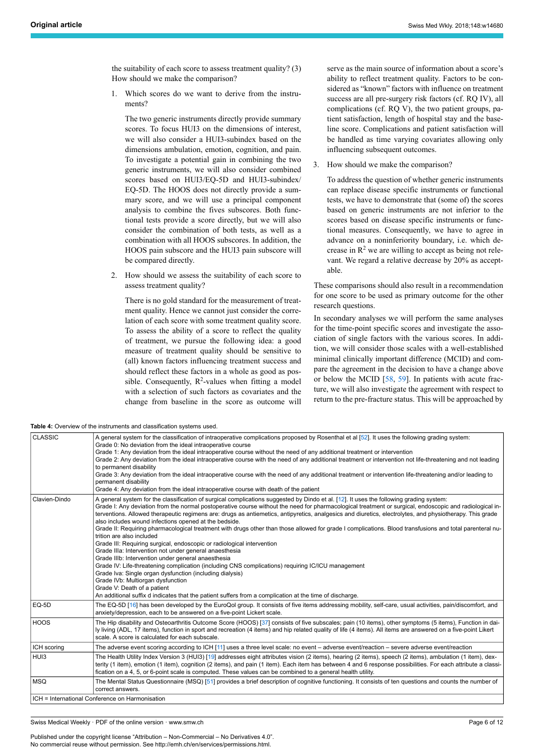the suitability of each score to assess treatment quality? (3) How should we make the comparison?

1. Which scores do we want to derive from the instruments?

   The two generic instruments directly provide summary scores. To focus HUI3 on the dimensions of interest, we will also consider a HUI3-subindex based on the dimensions ambulation, emotion, cognition, and pain. To investigate a potential gain in combining the two generic instruments, we will also consider combined scores based on HUI3/EQ-5D and HUI3-subindex/EQ-5D. The HOOS does not directly provide a summary score, and we will use a principal component analysis to combine the fives subscores. Both functional tests provide a score directly, but we will also consider the combination of both tests, as well as a combination with all HOOS subscores. In addition, the HOOS pain subscore and the HUI3 pain subscore will be compared directly.

2. How should we assess the suitability of each score to assess treatment quality?

   There is no gold standard for the measurement of treatment quality. Hence we cannot just consider the correlation of each score with some treatment quality score. To assess the ability of a score to reflect the quality of treatment, we pursue the following idea: a good measure of treatment quality should be sensitive to (all) known factors influencing treatment success and should reflect these factors in a whole as good as possible. Consequently, $R^2$-values when fitting a model with a selection of such factors as covariates and the change from baseline in the score as outcome will serve as the main source of information about a score's ability to reflect treatment quality. Factors to be considered as "known" factors with influence on treatment success are all pre-surgery risk factors (cf. RQ IV), all complications (cf. RQ V), the two patient groups, patient satisfaction, length of hospital stay and the baseline score. Complications and patient satisfaction will be handled as time varying covariates allowing only influencing subsequent outcomes.

3. How should we make the comparison?

   To address the question of whether generic instruments can replace disease specific instruments or functional tests, we have to demonstrate that (some of) the scores based on generic instruments are not inferior to the scores based on disease specific instruments or functional measures. Consequently, we have to agree in advance on a noninferiority boundary, i.e. which decrease in $R^2$ we are willing to accept as being not relevant. We regard a relative decrease by 20% as acceptable.

These comparisons should also result in a recommendation for one score to be used as primary outcome for the other research questions.

In secondary analyses we will perform the same analyses for the time-point specific scores and investigate the association of single factors with the various scores. In addition, we will consider those scales with a well-established minimal clinically important difference (MCID) and compare the agreement in the decision to have a change above or below the MCID [58, 59]. In patients with acute fracture, we will also investigate the agreement with respect to return to the pre-fracture status. This will be approached by

**Table 4:** Overview of the instruments and classification systems used.

| | |
|---|---|
| CLASSIC | A general system for the classification of intraoperative complications proposed by Rosenthal et al [52]. It uses the following grading system:<br>Grade 0: No deviation from the ideal intraoperative course<br>Grade 1: Any deviation from the ideal intraoperative course without the need of any additional treatment or intervention<br>Grade 2: Any deviation from the ideal intraoperative course with the need of any additional treatment or intervention not life-threatening and not leading to permanent disability<br>Grade 3: Any deviation from the ideal intraoperative course with the need of any additional treatment or intervention life-threatening and/or leading to permanent disability<br>Grade 4: Any deviation from the ideal intraoperative course with death of the patient |
| Clavien-Dindo | A general system for the classification of surgical complications suggested by Dindo et al. [12]. It uses the following grading system:<br>Grade I: Any deviation from the normal postoperative course without the need for pharmacological treatment or surgical, endoscopic and radiological interventions. Allowed therapeutic regimens are: drugs as antiemetics, antipyretics, analgesics and diuretics, electrolytes, and physiotherapy. This grade also includes wound infections opened at the bedside.<br>Grade II: Requiring pharmacological treatment with drugs other than those allowed for grade I complications. Blood transfusions and total parenteral nutrition are also included<br>Grade III: Requiring surgical, endoscopic or radiological intervention<br>Grade IIIa: Intervention not under general anaesthesia<br>Grade IIIb: Intervention under general anaesthesia<br>Grade IV: Life-threatening complication (including CNS complications) requiring IC/ICU management<br>Grade Iva: Single organ dysfunction (including dialysis)<br>Grade IVb: Multiorgan dysfunction<br>Grade V: Death of a patient<br>An additional suffix d indicates that the patient suffers from a complication at the time of discharge. |
| EQ-5D | The EQ-5D [16] has been developed by the EuroQol group. It consists of five items addressing mobility, self-care, usual activities, pain/discomfort, and anxiety/depression, each to be answered on a five-point Lickert scale. |
| HOOS | The Hip disability and Osteoarthritis Outcome Score (HOOS) [37] consists of five subscales; pain (10 items), other symptoms (5 items), Function in daily living (ADL, 17 items), function in sport and recreation (4 items) and hip related quality of life (4 items). All items are answered on a five-point Likert scale. A score is calculated for each subscale. |
| ICH scoring | The adverse event scoring according to ICH [11] uses a three level scale: no event – adverse event/reaction – severe adverse event/reaction |
| HUI3 | The Health Utility Index Version 3 (HUI3) [19] addresses eight attributes vision (2 items), hearing (2 items), speech (2 items), ambulation (1 item), dexterity (1 item), emotion (1 item), cognition (2 items), and pain (1 item). Each item has between 4 and 6 response possibilities. For each attribute a classification on a 4, 5, or 6-point scale is computed. These values can be combined to a general health utility. |
| MSQ | The Mental Status Questionnaire (MSQ) [51] provides a brief description of cognitive functioning. It consists of ten questions and counts the number of correct answers. |

ICH = International Conference on Harmonisation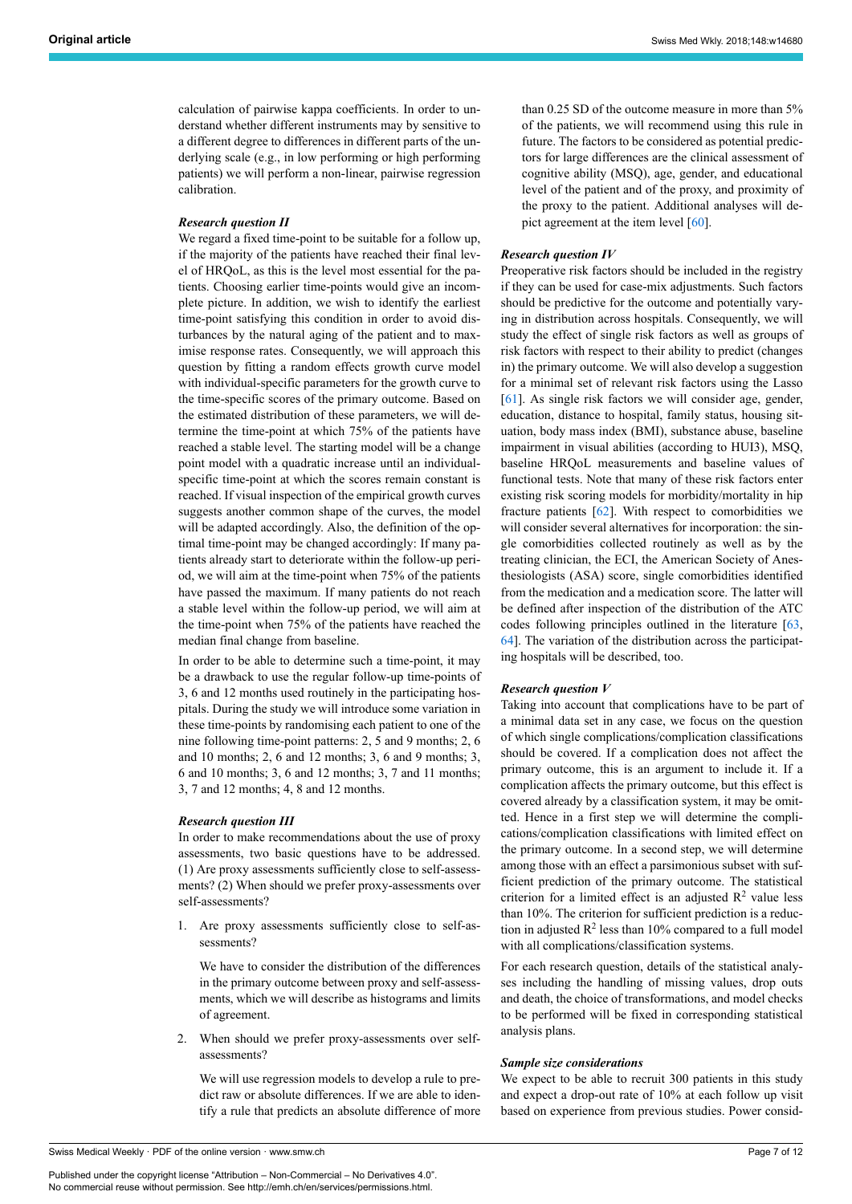calculation of pairwise kappa coefficients. In order to understand whether different instruments may by sensitive to a different degree to differences in different parts of the underlying scale (e.g., in low performing or high performing patients) we will perform a non-linear, pairwise regression calibration.

#### *Research question II*

We regard a fixed time-point to be suitable for a follow up, if the majority of the patients have reached their final level of HRQoL, as this is the level most essential for the patients. Choosing earlier time-points would give an incomplete picture. In addition, we wish to identify the earliest time-point satisfying this condition in order to avoid disturbances by the natural aging of the patient and to maximise response rates. Consequently, we will approach this question by fitting a random effects growth curve model with individual-specific parameters for the growth curve to the time-specific scores of the primary outcome. Based on the estimated distribution of these parameters, we will determine the time-point at which 75% of the patients have reached a stable level. The starting model will be a change point model with a quadratic increase until an individual-specific time-point at which the scores remain constant is reached. If visual inspection of the empirical growth curves suggests another common shape of the curves, the model will be adapted accordingly. Also, the definition of the optimal time-point may be changed accordingly: If many patients already start to deteriorate within the follow-up period, we will aim at the time-point when 75% of the patients have passed the maximum. If many patients do not reach a stable level within the follow-up period, we will aim at the time-point when 75% of the patients have reached the median final change from baseline.

In order to be able to determine such a time-point, it may be a drawback to use the regular follow-up time-points of 3, 6 and 12 months used routinely in the participating hospitals. During the study we will introduce some variation in these time-points by randomising each patient to one of the nine following time-point patterns: 2, 5 and 9 months; 2, 6 and 10 months; 2, 6 and 12 months; 3, 6 and 9 months; 3, 6 and 10 months; 3, 6 and 12 months; 3, 7 and 11 months; 3, 7 and 12 months; 4, 8 and 12 months.

#### *Research question III*

In order to make recommendations about the use of proxy assessments, two basic questions have to be addressed. (1) Are proxy assessments sufficiently close to self-assessments? (2) When should we prefer proxy-assessments over self-assessments?

1. Are proxy assessments sufficiently close to self-assessments?

   We have to consider the distribution of the differences in the primary outcome between proxy and self-assessments, which we will describe as histograms and limits of agreement.

2. When should we prefer proxy-assessments over self-assessments?

   We will use regression models to develop a rule to predict raw or absolute differences. If we are able to identify a rule that predicts an absolute difference of more than 0.25 SD of the outcome measure in more than 5% of the patients, we will recommend using this rule in future. The factors to be considered as potential predictors for large differences are the clinical assessment of cognitive ability (MSQ), age, gender, and educational level of the patient and of the proxy, and proximity of the proxy to the patient. Additional analyses will depict agreement at the item level [60].

#### *Research question IV*

Preoperative risk factors should be included in the registry if they can be used for case-mix adjustments. Such factors should be predictive for the outcome and potentially varying in distribution across hospitals. Consequently, we will study the effect of single risk factors as well as groups of risk factors with respect to their ability to predict (changes in) the primary outcome. We will also develop a suggestion for a minimal set of relevant risk factors using the Lasso [61]. As single risk factors we will consider age, gender, education, distance to hospital, family status, housing situation, body mass index (BMI), substance abuse, baseline impairment in visual abilities (according to HUI3), MSQ, baseline HRQoL measurements and baseline values of functional tests. Note that many of these risk factors enter existing risk scoring models for morbidity/mortality in hip fracture patients [62]. With respect to comorbidities we will consider several alternatives for incorporation: the single comorbidities collected routinely as well as by the treating clinician, the ECI, the American Society of Anesthesiologists (ASA) score, single comorbidities identified from the medication and a medication score. The latter will be defined after inspection of the distribution of the ATC codes following principles outlined in the literature [63, 64]. The variation of the distribution across the participating hospitals will be described, too.

#### *Research question V*

Taking into account that complications have to be part of a minimal data set in any case, we focus on the question of which single complications/complication classifications should be covered. If a complication does not affect the primary outcome, this is an argument to include it. If a complication affects the primary outcome, but this effect is covered already by a classification system, it may be omitted. Hence in a first step we will determine the complications/complication classifications with limited effect on the primary outcome. In a second step, we will determine among those with an effect a parsimonious subset with sufficient prediction of the primary outcome. The statistical criterion for a limited effect is an adjusted $R^2$ value less than 10%. The criterion for sufficient prediction is a reduction in adjusted $R^2$ less than 10% compared to a full model with all complications/classification systems.

For each research question, details of the statistical analyses including the handling of missing values, drop outs and death, the choice of transformations, and model checks to be performed will be fixed in corresponding statistical analysis plans.

#### *Sample size considerations*

We expect to be able to recruit 300 patients in this study and expect a drop-out rate of 10% at each follow up visit based on experience from previous studies. Power consid-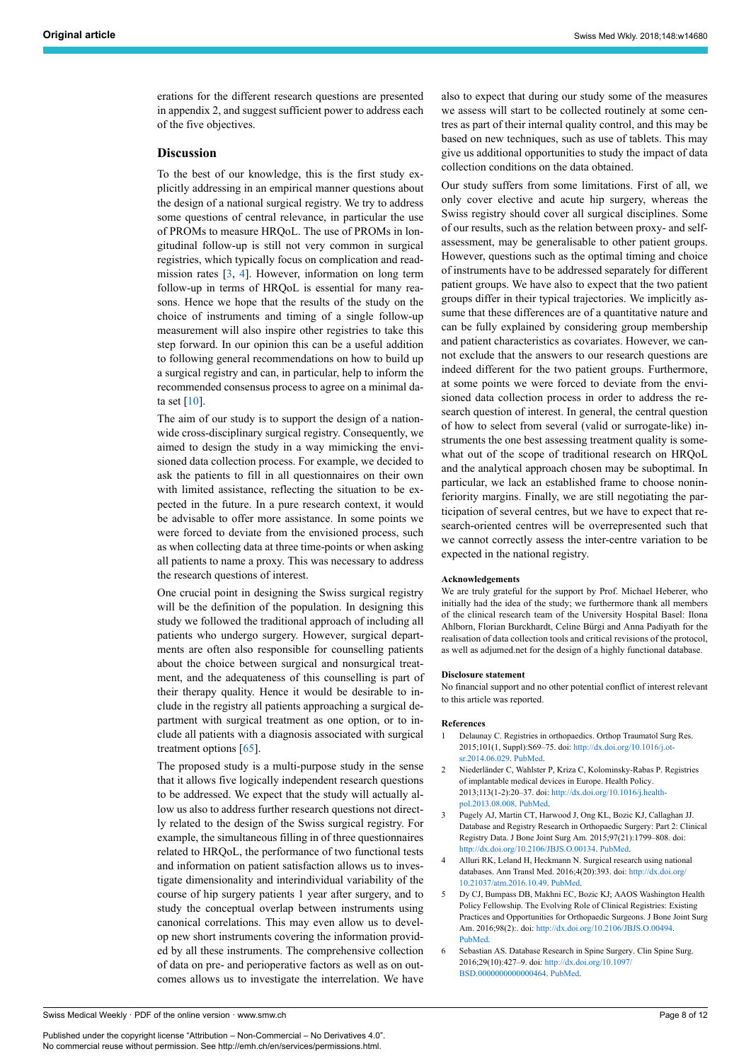erations for the different research questions are presented in appendix 2, and suggest sufficient power to address each of the five objectives.

## Discussion

To the best of our knowledge, this is the first study explicitly addressing in an empirical manner questions about the design of a national surgical registry. We try to address some questions of central relevance, in particular the use of PROMs to measure HRQoL. The use of PROMs in longitudinal follow-up is still not very common in surgical registries, which typically focus on complication and readmission rates [3, 4]. However, information on long term follow-up in terms of HRQoL is essential for many reasons. Hence we hope that the results of the study on the choice of instruments and timing of a single follow-up measurement will also inspire other registries to take this step forward. In our opinion this can be a useful addition to following general recommendations on how to build up a surgical registry and can, in particular, help to inform the recommended consensus process to agree on a minimal data set [10].

The aim of our study is to support the design of a nationwide cross-disciplinary surgical registry. Consequently, we aimed to design the study in a way mimicking the envisioned data collection process. For example, we decided to ask the patients to fill in all questionnaires on their own with limited assistance, reflecting the situation to be expected in the future. In a pure research context, it would be advisable to offer more assistance. In some points we were forced to deviate from the envisioned process, such as when collecting data at three time-points or when asking all patients to name a proxy. This was necessary to address the research questions of interest.

One crucial point in designing the Swiss surgical registry will be the definition of the population. In designing this study we followed the traditional approach of including all patients who undergo surgery. However, surgical departments are often also responsible for counselling patients about the choice between surgical and nonsurgical treatment, and the adequateness of this counselling is part of their therapy quality. Hence it would be desirable to include in the registry all patients approaching a surgical department with surgical treatment as one option, or to include all patients with a diagnosis associated with surgical treatment options [65].

The proposed study is a multi-purpose study in the sense that it allows five logically independent research questions to be addressed. We expect that the study will actually allow us also to address further research questions not directly related to the design of the Swiss surgical registry. For example, the simultaneous filling in of three questionnaires related to HRQoL, the performance of two functional tests and information on patient satisfaction allows us to investigate dimensionality and interindividual variability of the course of hip surgery patients 1 year after surgery, and to study the conceptual overlap between instruments using canonical correlations. This may even allow us to develop new short instruments covering the information provided by all these instruments. The comprehensive collection of data on pre- and perioperative factors as well as on outcomes allows us to investigate the interrelation. We have also to expect that during our study some of the measures we assess will start to be collected routinely at some centres as part of their internal quality control, and this may be based on new techniques, such as use of tablets. This may give us additional opportunities to study the impact of data collection conditions on the data obtained.

Our study suffers from some limitations. First of all, we only cover elective and acute hip surgery, whereas the Swiss registry should cover all surgical disciplines. Some of our results, such as the relation between proxy- and self-assessment, may be generalisable to other patient groups. However, questions such as the optimal timing and choice of instruments have to be addressed separately for different patient groups. We have also to expect that the two patient groups differ in their typical trajectories. We implicitly assume that these differences are of a quantitative nature and can be fully explained by considering group membership and patient characteristics as covariates. However, we cannot exclude that the answers to our research questions are indeed different for the two patient groups. Furthermore, at some points we were forced to deviate from the envisioned data collection process in order to address the research question of interest. In general, the central question of how to select from several (valid or surrogate-like) instruments the one best assessing treatment quality is somewhat out of the scope of traditional research on HRQoL and the analytical approach chosen may be suboptimal. In particular, we lack an established frame to choose noninferiority margins. Finally, we are still negotiating the participation of several centres, but we have to expect that research-oriented centres will be overrepresented such that we cannot correctly assess the inter-centre variation to be expected in the national registry.

#### Acknowledgements

We are truly grateful for the support by Prof. Michael Heberer, who initially had the idea of the study; we furthermore thank all members of the clinical research team of the University Hospital Basel: Ilona Ahlborn, Florian Burckhardt, Celine Bürgi and Anna Padiyath for the realisation of data collection tools and critical revisions of the protocol, as well as adjumed.net for the design of a highly functional database.

#### Disclosure statement

No financial support and no other potential conflict of interest relevant to this article was reported.

#### References

1. Delaunay C. Registries in orthopaedics. Orthop Traumatol Surg Res. 2015;101(1, Suppl):S69–75. doi: http://dx.doi.org/10.1016/j.otsr.2014.06.029. PubMed.
2. Niederländer C, Wahlster P, Kriza C, Kolominsky-Rabas P. Registries of implantable medical devices in Europe. Health Policy. 2013;113(1-2):20–37. doi: http://dx.doi.org/10.1016/j.healthpol.2013.08.008. PubMed.
3. Pugely AJ, Martin CT, Harwood J, Ong KL, Bozic KJ, Callaghan JJ. Database and Registry Research in Orthopaedic Surgery: Part 2: Clinical Registry Data. J Bone Joint Surg Am. 2015;97(21):1799–808. doi: http://dx.doi.org/10.2106/JBJS.O.00134. PubMed.
4. Alluri RK, Leland H, Heckmann N. Surgical research using national databases. Ann Transl Med. 2016;4(20):393. doi: http://dx.doi.org/10.21037/atm.2016.10.49. PubMed.
5. Dy CJ, Bumpass DB, Makhni EC, Bozic KJ; AAOS Washington Health Policy Fellowship. The Evolving Role of Clinical Registries: Existing Practices and Opportunities for Orthopaedic Surgeons. J Bone Joint Surg Am. 2016;98(2):. doi: http://dx.doi.org/10.2106/JBJS.O.00494. PubMed.
6. Sebastian AS. Database Research in Spine Surgery. Clin Spine Surg. 2016;29(10):427–9. doi: http://dx.doi.org/10.1097/BSD.0000000000000464. PubMed.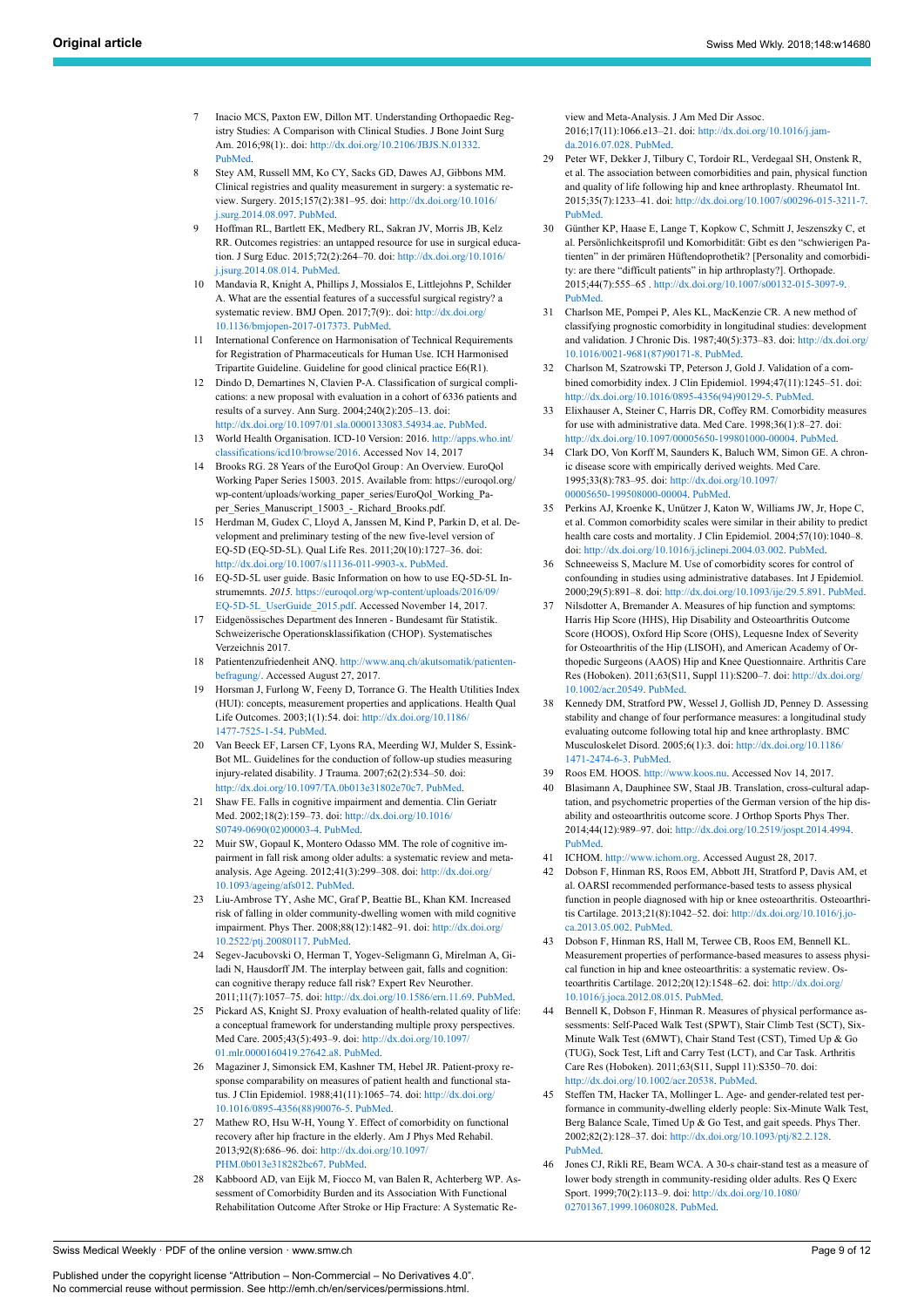7 Inacio MCS, Paxton EW, Dillon MT. Understanding Orthopaedic Registry Studies: A Comparison with Clinical Studies. J Bone Joint Surg Am. 2016;98(1):. doi: http://dx.doi.org/10.2106/JBJS.N.01332. PubMed.

8 Stey AM, Russell MM, Ko CY, Sacks GD, Dawes AJ, Gibbons MM. Clinical registries and quality measurement in surgery: a systematic review. Surgery. 2015;157(2):381–95. doi: http://dx.doi.org/10.1016/j.surg.2014.08.097. PubMed.

9 Hoffman RL, Bartlett EK, Medbery RL, Sakran JV, Morris JB, Kelz RR. Outcomes registries: an untapped resource for use in surgical education. J Surg Educ. 2015;72(2):264–70. doi: http://dx.doi.org/10.1016/j.jsurg.2014.08.014. PubMed.

10 Mandavia R, Knight A, Phillips J, Mossialos E, Littlejohns P, Schilder A. What are the essential features of a successful surgical registry? a systematic review. BMJ Open. 2017;7(9):. doi: http://dx.doi.org/10.1136/bmjopen-2017-017373. PubMed.

11 International Conference on Harmonisation of Technical Requirements for Registration of Pharmaceuticals for Human Use. ICH Harmonised Tripartite Guideline. Guideline for good clinical practice E6(R1).

12 Dindo D, Demartines N, Clavien P-A. Classification of surgical complications: a new proposal with evaluation in a cohort of 6336 patients and results of a survey. Ann Surg. 2004;240(2):205–13. doi: http://dx.doi.org/10.1097/01.sla.0000133083.54934.ae. PubMed.

13 World Health Organisation. ICD-10 Version: 2016. http://apps.who.int/classifications/icd10/browse/2016. Accessed Nov 14, 2017

14 Brooks RG. 28 Years of the EuroQol Group : An Overview. EuroQol Working Paper Series 15003. 2015. Available from: https://euroqol.org/wp-content/uploads/working_paper_series/EuroQol_Working_Paper_Series_Manuscript_15003_-_Richard_Brooks.pdf.

15 Herdman M, Gudex C, Lloyd A, Janssen M, Kind P, Parkin D, et al. Development and preliminary testing of the new five-level version of EQ-5D (EQ-5D-5L). Qual Life Res. 2011;20(10):1727–36. doi: http://dx.doi.org/10.1007/s11136-011-9903-x. PubMed.

16 EQ-5D-5L user guide. Basic Information on how to use EQ-5D-5L Instrumemnts. *2015.* https://euroqol.org/wp-content/uploads/2016/09/EQ-5D-5L_UserGuide_2015.pdf. Accessed November 14, 2017.

17 Eidgenössisches Department des Inneren - Bundesamt für Statistik. Schweizerische Operationsklassifikation (CHOP). Systematisches Verzeichnis 2017.

18 Patientenzufriedenheit ANQ. http://www.anq.ch/akutsomatik/patientenbefragung/. Accessed August 27, 2017.

19 Horsman J, Furlong W, Feeny D, Torrance G. The Health Utilities Index (HUI): concepts, measurement properties and applications. Health Qual Life Outcomes. 2003;1(1):54. doi: http://dx.doi.org/10.1186/1477-7525-1-54. PubMed.

20 Van Beeck EF, Larsen CF, Lyons RA, Meerding WJ, Mulder S, Essink-Bot ML. Guidelines for the conduction of follow-up studies measuring injury-related disability. J Trauma. 2007;62(2):534–50. doi: http://dx.doi.org/10.1097/TA.0b013e31802e70c7. PubMed.

21 Shaw FE. Falls in cognitive impairment and dementia. Clin Geriatr Med. 2002;18(2):159–73. doi: http://dx.doi.org/10.1016/S0749-0690(02)00003-4. PubMed.

22 Muir SW, Gopaul K, Montero Odasso MM. The role of cognitive impairment in fall risk among older adults: a systematic review and meta-analysis. Age Ageing. 2012;41(3):299–308. doi: http://dx.doi.org/10.1093/ageing/afs012. PubMed.

23 Liu-Ambrose TY, Ashe MC, Graf P, Beattie BL, Khan KM. Increased risk of falling in older community-dwelling women with mild cognitive impairment. Phys Ther. 2008;88(12):1482–91. doi: http://dx.doi.org/10.2522/ptj.20080117. PubMed.

24 Segev-Jacubovski O, Herman T, Yogev-Seligmann G, Mirelman A, Giladi N, Hausdorff JM. The interplay between gait, falls and cognition: can cognitive therapy reduce fall risk? Expert Rev Neurother. 2011;11(7):1057–75. doi: http://dx.doi.org/10.1586/ern.11.69. PubMed.

25 Pickard AS, Knight SJ. Proxy evaluation of health-related quality of life: a conceptual framework for understanding multiple proxy perspectives. Med Care. 2005;43(5):493–9. doi: http://dx.doi.org/10.1097/01.mlr.0000160419.27642.a8. PubMed.

26 Magaziner J, Simonsick EM, Kashner TM, Hebel JR. Patient-proxy response comparability on measures of patient health and functional status. J Clin Epidemiol. 1988;41(11):1065–74. doi: http://dx.doi.org/10.1016/0895-4356(88)90076-5. PubMed.

27 Mathew RO, Hsu W-H, Young Y. Effect of comorbidity on functional recovery after hip fracture in the elderly. Am J Phys Med Rehabil. 2013;92(8):686–96. doi: http://dx.doi.org/10.1097/PHM.0b013e318282bc67. PubMed.

28 Kabboord AD, van Eijk M, Fiocco M, van Balen R, Achterberg WP. Assessment of Comorbidity Burden and its Association With Functional Rehabilitation Outcome After Stroke or Hip Fracture: A Systematic Review and Meta-Analysis. J Am Med Dir Assoc. 2016;17(11):1066.e13–21. doi: http://dx.doi.org/10.1016/j.jamda.2016.07.028. PubMed.

29 Peter WF, Dekker J, Tilbury C, Tordoir RL, Verdegaal SH, Onstenk R, et al. The association between comorbidities and pain, physical function and quality of life following hip and knee arthroplasty. Rheumatol Int. 2015;35(7):1233–41. doi: http://dx.doi.org/10.1007/s00296-015-3211-7. PubMed.

30 Günther KP, Haase E, Lange T, Kopkow C, Schmitt J, Jeszenszky C, et al. Persönlichkeitsprofil und Komorbidität: Gibt es den "schwierigen Patienten" in der primären Hüftendoprothetik? [Personality and comorbidity: are there "difficult patients" in hip arthroplasty?]. Orthopade. 2015;44(7):555–65 . http://dx.doi.org/10.1007/s00132-015-3097-9. PubMed.

31 Charlson ME, Pompei P, Ales KL, MacKenzie CR. A new method of classifying prognostic comorbidity in longitudinal studies: development and validation. J Chronic Dis. 1987;40(5):373–83. doi: http://dx.doi.org/10.1016/0021-9681(87)90171-8. PubMed.

32 Charlson M, Szatrowski TP, Peterson J, Gold J. Validation of a combined comorbidity index. J Clin Epidemiol. 1994;47(11):1245–51. doi: http://dx.doi.org/10.1016/0895-4356(94)90129-5. PubMed.

33 Elixhauser A, Steiner C, Harris DR, Coffey RM. Comorbidity measures for use with administrative data. Med Care. 1998;36(1):8–27. doi: http://dx.doi.org/10.1097/00005650-199801000-00004. PubMed.

34 Clark DO, Von Korff M, Saunders K, Baluch WM, Simon GE. A chronic disease score with empirically derived weights. Med Care. 1995;33(8):783–95. doi: http://dx.doi.org/10.1097/00005650-199508000-00004. PubMed.

35 Perkins AJ, Kroenke K, Unützer J, Katon W, Williams JW, Jr, Hope C, et al. Common comorbidity scales were similar in their ability to predict health care costs and mortality. J Clin Epidemiol. 2004;57(10):1040–8. doi: http://dx.doi.org/10.1016/j.jclinepi.2004.03.002. PubMed.

36 Schneeweiss S, Maclure M. Use of comorbidity scores for control of confounding in studies using administrative databases. Int J Epidemiol. 2000;29(5):891–8. doi: http://dx.doi.org/10.1093/ije/29.5.891. PubMed.

37 Nilsdotter A, Bremander A. Measures of hip function and symptoms: Harris Hip Score (HHS), Hip Disability and Osteoarthritis Outcome Score (HOOS), Oxford Hip Score (OHS), Lequesne Index of Severity for Osteoarthritis of the Hip (LISOH), and American Academy of Orthopedic Surgeons (AAOS) Hip and Knee Questionnaire. Arthritis Care Res (Hoboken). 2011;63(S11, Suppl 11):S200–7. doi: http://dx.doi.org/10.1002/acr.20549. PubMed.

38 Kennedy DM, Stratford PW, Wessel J, Gollish JD, Penney D. Assessing stability and change of four performance measures: a longitudinal study evaluating outcome following total hip and knee arthroplasty. BMC Musculoskelet Disord. 2005;6(1):3. doi: http://dx.doi.org/10.1186/1471-2474-6-3. PubMed.

39 Roos EM. HOOS. http://www.koos.nu. Accessed Nov 14, 2017.

40 Blasimann A, Dauphinee SW, Staal JB. Translation, cross-cultural adaptation, and psychometric properties of the German version of the hip disability and osteoarthritis outcome score. J Orthop Sports Phys Ther. 2014;44(12):989–97. doi: http://dx.doi.org/10.2519/jospt.2014.4994. PubMed.

41 ICHOM. http://www.ichom.org. Accessed August 28, 2017.

42 Dobson F, Hinman RS, Roos EM, Abbott JH, Stratford P, Davis AM, et al. OARSI recommended performance-based tests to assess physical function in people diagnosed with hip or knee osteoarthritis. Osteoarthritis Cartilage. 2013;21(8):1042–52. doi: http://dx.doi.org/10.1016/j.joca.2013.05.002. PubMed.

43 Dobson F, Hinman RS, Hall M, Terwee CB, Roos EM, Bennell KL. Measurement properties of performance-based measures to assess physical function in hip and knee osteoarthritis: a systematic review. Osteoarthritis Cartilage. 2012;20(12):1548–62. doi: http://dx.doi.org/10.1016/j.joca.2012.08.015. PubMed.

44 Bennell K, Dobson F, Hinman R. Measures of physical performance assessments: Self-Paced Walk Test (SPWT), Stair Climb Test (SCT), Six-Minute Walk Test (6MWT), Chair Stand Test (CST), Timed Up & Go (TUG), Sock Test, Lift and Carry Test (LCT), and Car Task. Arthritis Care Res (Hoboken). 2011;63(S11, Suppl 11):S350–70. doi: http://dx.doi.org/10.1002/acr.20538. PubMed.

45 Steffen TM, Hacker TA, Mollinger L. Age- and gender-related test performance in community-dwelling elderly people: Six-Minute Walk Test, Berg Balance Scale, Timed Up & Go Test, and gait speeds. Phys Ther. 2002;82(2):128–37. doi: http://dx.doi.org/10.1093/ptj/82.2.128. PubMed.

46 Jones CJ, Rikli RE, Beam WCA. A 30-s chair-stand test as a measure of lower body strength in community-residing older adults. Res Q Exerc Sport. 1999;70(2):113–9. doi: http://dx.doi.org/10.1080/02701367.1999.10608028. PubMed.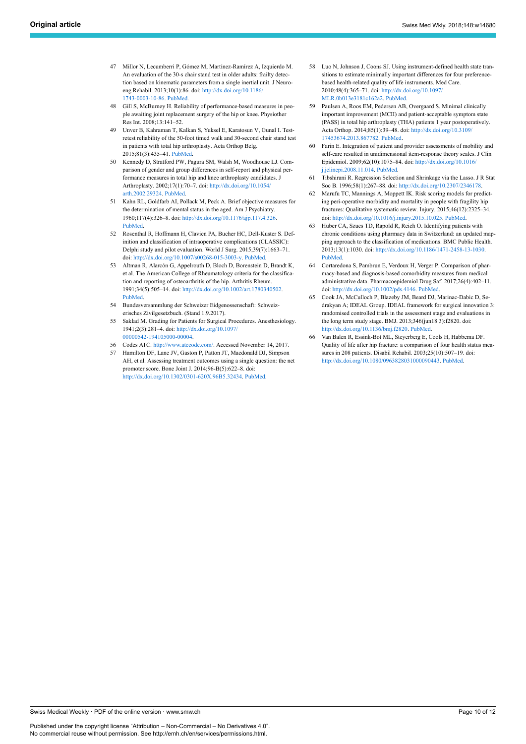47 Millor N, Lecumberri P, Gómez M, Martínez-Ramírez A, Izquierdo M. An evaluation of the 30-s chair stand test in older adults: frailty detection based on kinematic parameters from a single inertial unit. J Neuroeng Rehabil. 2013;10(1):86. doi: http://dx.doi.org/10.1186/1743-0003-10-86. PubMed.

48 Gill S, McBurney H. Reliability of performance-based measures in people awaiting joint replacement surgery of the hip or knee. Physiother Res Int. 2008;13:141–52.

49 Unver B, Kahraman T, Kalkan S, Yuksel E, Karatosun V, Gunal I. Test-retest reliability of the 50-foot timed walk and 30-second chair stand test in patients with total hip arthroplasty. Acta Orthop Belg. 2015;81(3):435–41. PubMed.

50 Kennedy D, Stratford PW, Pagura SM, Walsh M, Woodhouse LJ. Comparison of gender and group differences in self-report and physical performance measures in total hip and knee arthroplasty candidates. J Arthroplasty. 2002;17(1):70–7. doi: http://dx.doi.org/10.1054/arth.2002.29324. PubMed.

51 Kahn RL, Goldfarb AI, Pollack M, Peck A. Brief objective measures for the determination of mental status in the aged. Am J Psychiatry. 1960;117(4):326–8. doi: http://dx.doi.org/10.1176/ajp.117.4.326. PubMed.

52 Rosenthal R, Hoffmann H, Clavien PA, Bucher HC, Dell-Kuster S. Definition and classification of intraoperative complications (CLASSIC): Delphi study and pilot evaluation. World J Surg. 2015;39(7):1663–71. doi: http://dx.doi.org/10.1007/s00268-015-3003-y. PubMed.

53 Altman R, Alarcón G, Appelrouth D, Bloch D, Borenstein D, Brandt K, et al. The American College of Rheumatology criteria for the classification and reporting of osteoarthritis of the hip. Arthritis Rheum. 1991;34(5):505–14. doi: http://dx.doi.org/10.1002/art.1780340502. PubMed.

54 Bundesversammlung der Schweizer Eidgenossenschaft: Schweizerisches Zivilgesetzbuch. (Stand 1.9.2017).

55 Saklad M. Grading for Patients for Surgical Procedures. Anesthesiology. 1941;2(3):281–4. doi: http://dx.doi.org/10.1097/00000542-194105000-00004.

56 Codes ATC. http://www.atccode.com/. Accessed November 14, 2017.

57 Hamilton DF, Lane JV, Gaston P, Patton JT, Macdonald DJ, Simpson AH, et al. Assessing treatment outcomes using a single question: the net promoter score. Bone Joint J. 2014;96-B(5):622–8. doi: http://dx.doi.org/10.1302/0301-620X.96B5.32434. PubMed.

58 Luo N, Johnson J, Coons SJ. Using instrument-defined health state transitions to estimate minimally important differences for four preference-based health-related quality of life instruments. Med Care. 2010;48(4):365–71. doi: http://dx.doi.org/10.1097/MLR.0b013e3181c162a2. PubMed.

59 Paulsen A, Roos EM, Pedersen AB, Overgaard S. Minimal clinically important improvement (MCII) and patient-acceptable symptom state (PASS) in total hip arthroplasty (THA) patients 1 year postoperatively. Acta Orthop. 2014;85(1):39–48. doi: http://dx.doi.org/10.3109/17453674.2013.867782. PubMed.

60 Farin E. Integration of patient and provider assessments of mobility and self-care resulted in unidimensional item-response theory scales. J Clin Epidemiol. 2009;62(10):1075–84. doi: http://dx.doi.org/10.1016/j.jclinepi.2008.11.014. PubMed.

61 Tibshirani R. Regression Selection and Shrinkage via the Lasso. J R Stat Soc B. 1996;58(1):267–88. doi: http://dx.doi.org/10.2307/2346178.

62 Marufu TC, Mannings A, Moppett IK. Risk scoring models for predicting peri-operative morbidity and mortality in people with fragility hip fractures: Qualitative systematic review. Injury. 2015;46(12):2325–34. doi: http://dx.doi.org/10.1016/j.injury.2015.10.025. PubMed.

63 Huber CA, Szucs TD, Rapold R, Reich O. Identifying patients with chronic conditions using pharmacy data in Switzerland: an updated mapping approach to the classification of medications. BMC Public Health. 2013;13(1):1030. doi: http://dx.doi.org/10.1186/1471-2458-13-1030. PubMed.

64 Cortaredona S, Pambrun E, Verdoux H, Verger P. Comparison of pharmacy-based and diagnosis-based comorbidity measures from medical administrative data. Pharmacoepidemiol Drug Saf. 2017;26(4):402–11. doi: http://dx.doi.org/10.1002/pds.4146. PubMed.

65 Cook JA, McCulloch P, Blazeby JM, Beard DJ, Marinac-Dabic D, Sedrakyan A; IDEAL Group. IDEAL framework for surgical innovation 3: randomised controlled trials in the assessment stage and evaluations in the long term study stage. BMJ. 2013;346(jun18 3):f2820. doi: http://dx.doi.org/10.1136/bmj.f2820. PubMed.

66 Van Balen R, Essink-Bot ML, Steyerberg E, Cools H, Habbema DF. Quality of life after hip fracture: a comparison of four health status measures in 208 patients. Disabil Rehabil. 2003;25(10):507–19. doi: http://dx.doi.org/10.1080/0963828031000090443. PubMed.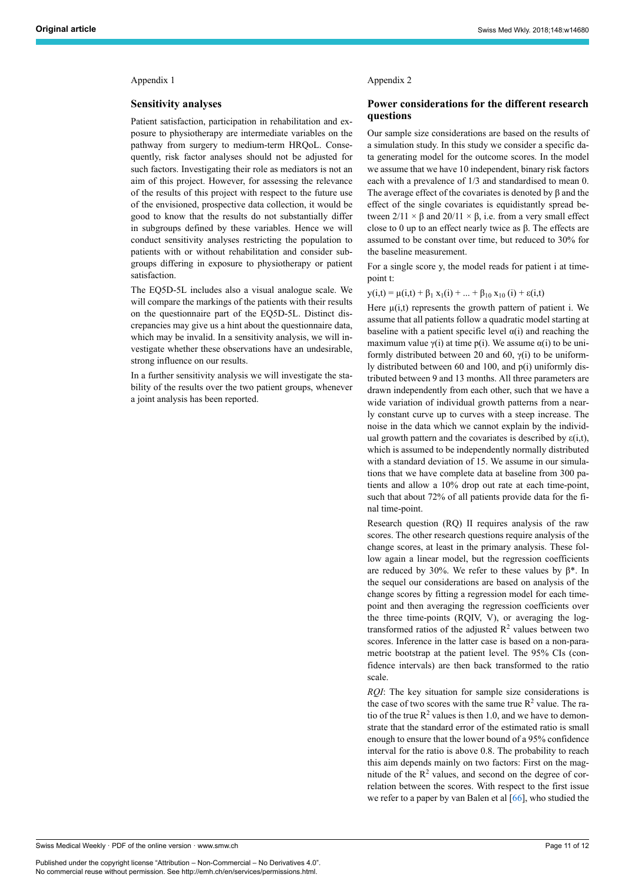Appendix 1

## Sensitivity analyses

Patient satisfaction, participation in rehabilitation and exposure to physiotherapy are intermediate variables on the pathway from surgery to medium-term HRQoL. Consequently, risk factor analyses should not be adjusted for such factors. Investigating their role as mediators is not an aim of this project. However, for assessing the relevance of the results of this project with respect to the future use of the envisioned, prospective data collection, it would be good to know that the results do not substantially differ in subgroups defined by these variables. Hence we will conduct sensitivity analyses restricting the population to patients with or without rehabilitation and consider subgroups differing in exposure to physiotherapy or patient satisfaction.

The EQ5D-5L includes also a visual analogue scale. We will compare the markings of the patients with their results on the questionnaire part of the EQ5D-5L. Distinct discrepancies may give us a hint about the questionnaire data, which may be invalid. In a sensitivity analysis, we will investigate whether these observations have an undesirable, strong influence on our results.

In a further sensitivity analysis we will investigate the stability of the results over the two patient groups, whenever a joint analysis has been reported.

Appendix 2

## Power considerations for the different research questions

Our sample size considerations are based on the results of a simulation study. In this study we consider a specific data generating model for the outcome scores. In the model we assume that we have 10 independent, binary risk factors each with a prevalence of 1/3 and standardised to mean 0. The average effect of the covariates is denoted by $\beta$ and the effect of the single covariates is equidistantly spread between $2/11 \times \beta$ and $20/11 \times \beta$, i.e. from a very small effect close to 0 up to an effect nearly twice as $\beta$. The effects are assumed to be constant over time, but reduced to 30% for the baseline measurement.

For a single score y, the model reads for patient i at timepoint t:

$$y(i,t) = \mu(i,t) + \beta_1 x_1(i) + \ldots + \beta_{10} x_{10}(i) + \varepsilon(i,t)$$

Here $\mu(i,t)$ represents the growth pattern of patient i. We assume that all patients follow a quadratic model starting at baseline with a patient specific level $\alpha(i)$ and reaching the maximum value $\gamma(i)$ at time $p(i)$. We assume $\alpha(i)$ to be uniformly distributed between 20 and 60, $\gamma(i)$ to be uniformly distributed between 60 and 100, and $p(i)$ uniformly distributed between 9 and 13 months. All three parameters are drawn independently from each other, such that we have a wide variation of individual growth patterns from a nearly constant curve up to curves with a steep increase. The noise in the data which we cannot explain by the individual growth pattern and the covariates is described by $\varepsilon(i,t)$, which is assumed to be independently normally distributed with a standard deviation of 15. We assume in our simulations that we have complete data at baseline from 300 patients and allow a 10% drop out rate at each time-point, such that about 72% of all patients provide data for the final time-point.

Research question (RQ) II requires analysis of the raw scores. The other research questions require analysis of the change scores, at least in the primary analysis. These follow again a linear model, but the regression coefficients are reduced by 30%. We refer to these values by $\beta^*$. In the sequel our considerations are based on analysis of the change scores by fitting a regression model for each timepoint and then averaging the regression coefficients over the three time-points (RQIV, V), or averaging the log-transformed ratios of the adjusted $R^2$ values between two scores. Inference in the latter case is based on a non-parametric bootstrap at the patient level. The 95% CIs (confidence intervals) are then back transformed to the ratio scale.

*RQI*: The key situation for sample size considerations is the case of two scores with the same true $R^2$ value. The ratio of the true $R^2$ values is then 1.0, and we have to demonstrate that the standard error of the estimated ratio is small enough to ensure that the lower bound of a 95% confidence interval for the ratio is above 0.8. The probability to reach this aim depends mainly on two factors: First on the magnitude of the $R^2$ values, and second on the degree of correlation between the scores. With respect to the first issue we refer to a paper by van Balen et al [66], who studied the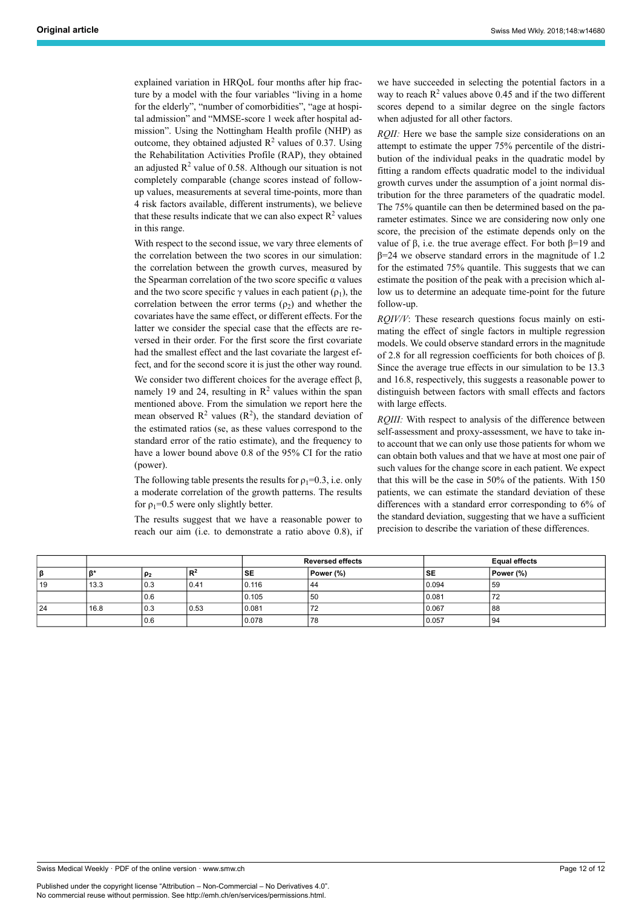explained variation in HRQoL four months after hip fracture by a model with the four variables "living in a home for the elderly", "number of comorbidities", "age at hospital admission" and "MMSE-score 1 week after hospital admission". Using the Nottingham Health profile (NHP) as outcome, they obtained adjusted $R^2$ values of 0.37. Using the Rehabilitation Activities Profile (RAP), they obtained an adjusted $R^2$ value of 0.58. Although our situation is not completely comparable (change scores instead of follow-up values, measurements at several time-points, more than 4 risk factors available, different instruments), we believe that these results indicate that we can also expect $R^2$ values in this range.

With respect to the second issue, we vary three elements of the correlation between the two scores in our simulation: the correlation between the growth curves, measured by the Spearman correlation of the two score specific $\alpha$ values and the two score specific $\gamma$ values in each patient ($\rho_1$), the correlation between the error terms ($\rho_2$) and whether the covariates have the same effect, or different effects. For the latter we consider the special case that the effects are reversed in their order. For the first score the first covariate had the smallest effect and the last covariate the largest effect, and for the second score it is just the other way round.

We consider two different choices for the average effect $\beta$, namely 19 and 24, resulting in $R^2$ values within the span mentioned above. From the simulation we report here the mean observed $R^2$ values ($R^2$), the standard deviation of the estimated ratios (se, as these values correspond to the standard error of the ratio estimate), and the frequency to have a lower bound above 0.8 of the 95% CI for the ratio (power).

The following table presents the results for $\rho_1$=0.3, i.e. only a moderate correlation of the growth patterns. The results for $\rho_1$=0.5 were only slightly better.

The results suggest that we have a reasonable power to reach our aim (i.e. to demonstrate a ratio above 0.8), if we have succeeded in selecting the potential factors in a way to reach $R^2$ values above 0.45 and if the two different scores depend to a similar degree on the single factors when adjusted for all other factors.

*RQII:* Here we base the sample size considerations on an attempt to estimate the upper 75% percentile of the distribution of the individual peaks in the quadratic model by fitting a random effects quadratic model to the individual growth curves under the assumption of a joint normal distribution for the three parameters of the quadratic model. The 75% quantile can then be determined based on the parameter estimates. Since we are considering now only one score, the precision of the estimate depends only on the value of $\beta$, i.e. the true average effect. For both $\beta$=19 and $\beta$=24 we observe standard errors in the magnitude of 1.2 for the estimated 75% quantile. This suggests that we can estimate the position of the peak with a precision which allow us to determine an adequate time-point for the future follow-up.

*RQIV/V*: These research questions focus mainly on estimating the effect of single factors in multiple regression models. We could observe standard errors in the magnitude of 2.8 for all regression coefficients for both choices of $\beta$. Since the average true effects in our simulation to be 13.3 and 16.8, respectively, this suggests a reasonable power to distinguish between factors with small effects and factors with large effects.

*RQIII:* With respect to analysis of the difference between self-assessment and proxy-assessment, we have to take into account that we can only use those patients for whom we can obtain both values and that we have at most one pair of such values for the change score in each patient. We expect that this will be the case in 50% of the patients. With 150 patients, we can estimate the standard deviation of these differences with a standard error corresponding to 6% of the standard deviation, suggesting that we have a sufficient precision to describe the variation of these differences.

| | | | | Reversed effects | | Equal effects | |
|---|---|---|---|---|---|---|---|
| $\beta$ | $\beta^*$ | $\rho_2$ | $R^2$ | SE | Power (%) | SE | Power (%) |
| 19 | 13.3 | 0.3 | 0.41 | 0.116 | 44 | 0.094 | 59 |
| | | 0.6 | | 0.105 | 50 | 0.081 | 72 |
| 24 | 16.8 | 0.3 | 0.53 | 0.081 | 72 | 0.067 | 88 |
| | | 0.6 | | 0.078 | 78 | 0.057 | 94 |

Published under the copyright license "Attribution – Non-Commercial – No Derivatives 4.0".
No commercial reuse without permission. See http://emh.ch/en/services/permissions.html.